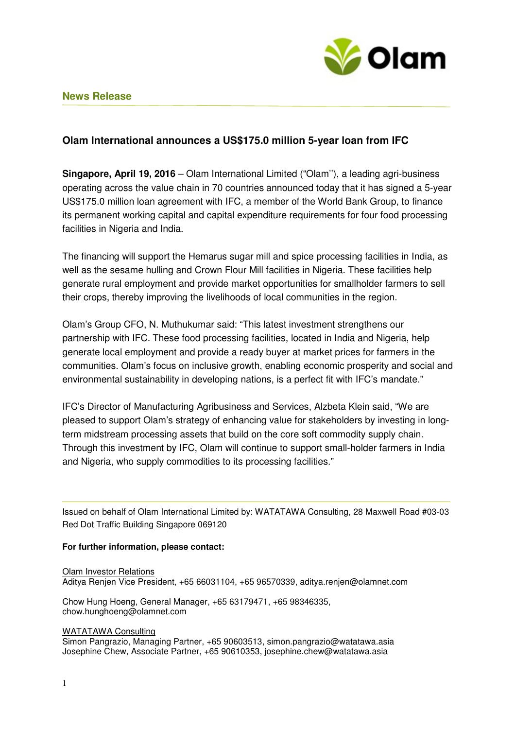**News Release**

### Olam International announces a US$175.0 million 5-year loan from IFC

**Singapore, April 19, 2016** – Olam International Limited ("Olam''), a leading agri-business operating across the value chain in 70 countries announced today that it has signed a 5-year US$175.0 million loan agreement with IFC, a member of the World Bank Group, to finance its permanent working capital and capital expenditure requirements for four food processing facilities in Nigeria and India.

The financing will support the Hemarus sugar mill and spice processing facilities in India, as well as the sesame hulling and Crown Flour Mill facilities in Nigeria. These facilities help generate rural employment and provide market opportunities for smallholder farmers to sell their crops, thereby improving the livelihoods of local communities in the region.

Olam's Group CFO, N. Muthukumar said: "This latest investment strengthens our partnership with IFC. These food processing facilities, located in India and Nigeria, help generate local employment and provide a ready buyer at market prices for farmers in the communities. Olam's focus on inclusive growth, enabling economic prosperity and social and environmental sustainability in developing nations, is a perfect fit with IFC's mandate."

IFC's Director of Manufacturing Agribusiness and Services, Alzbeta Klein said, "We are pleased to support Olam's strategy of enhancing value for stakeholders by investing in long-term midstream processing assets that build on the core soft commodity supply chain. Through this investment by IFC, Olam will continue to support small-holder farmers in India and Nigeria, who supply commodities to its processing facilities."

---

Issued on behalf of Olam International Limited by: WATATAWA Consulting, 28 Maxwell Road #03-03 Red Dot Traffic Building Singapore 069120

**For further information, please contact:**

Olam Investor Relations
Aditya Renjen Vice President, +65 66031104, +65 96570339, aditya.renjen@olamnet.com

Chow Hung Hoeng, General Manager, +65 63179471, +65 98346335, chow.hunghoeng@olamnet.com

WATATAWA Consulting
Simon Pangrazio, Managing Partner, +65 90603513, simon.pangrazio@watatawa.asia
Josephine Chew, Associate Partner, +65 90610353, josephine.chew@watatawa.asia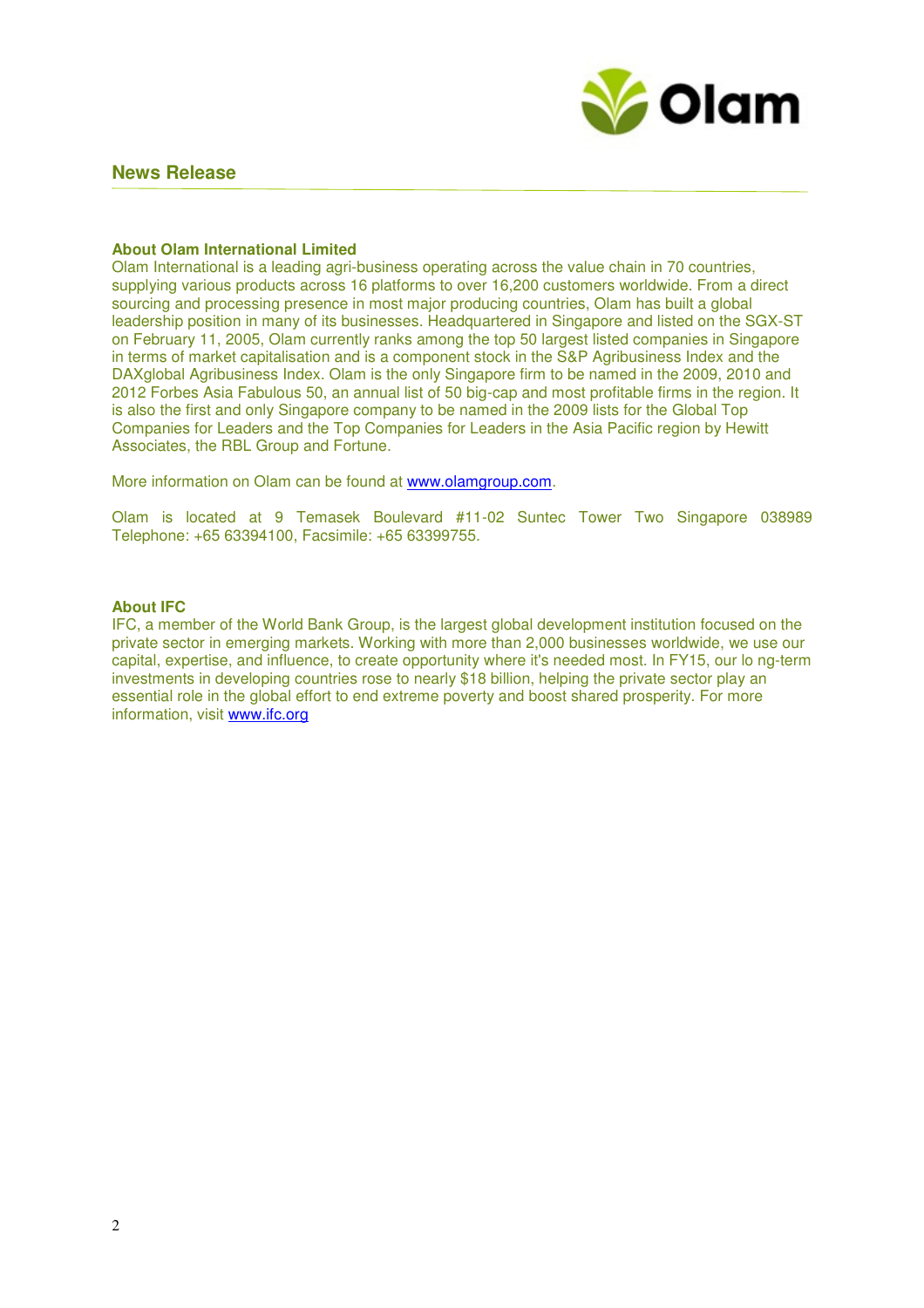## News Release

### About Olam International Limited

Olam International is a leading agri-business operating across the value chain in 70 countries, supplying various products across 16 platforms to over 16,200 customers worldwide. From a direct sourcing and processing presence in most major producing countries, Olam has built a global leadership position in many of its businesses. Headquartered in Singapore and listed on the SGX-ST on February 11, 2005, Olam currently ranks among the top 50 largest listed companies in Singapore in terms of market capitalisation and is a component stock in the S&P Agribusiness Index and the DAXglobal Agribusiness Index. Olam is the only Singapore firm to be named in the 2009, 2010 and 2012 Forbes Asia Fabulous 50, an annual list of 50 big-cap and most profitable firms in the region. It is also the first and only Singapore company to be named in the 2009 lists for the Global Top Companies for Leaders and the Top Companies for Leaders in the Asia Pacific region by Hewitt Associates, the RBL Group and Fortune.

More information on Olam can be found at www.olamgroup.com.

Olam is located at 9 Temasek Boulevard #11-02 Suntec Tower Two Singapore 038989 Telephone: +65 63394100, Facsimile: +65 63399755.

### About IFC

IFC, a member of the World Bank Group, is the largest global development institution focused on the private sector in emerging markets. Working with more than 2,000 businesses worldwide, we use our capital, expertise, and influence, to create opportunity where it's needed most. In FY15, our lo ng-term investments in developing countries rose to nearly $18 billion, helping the private sector play an essential role in the global effort to end extreme poverty and boost shared prosperity. For more information, visit www.ifc.org